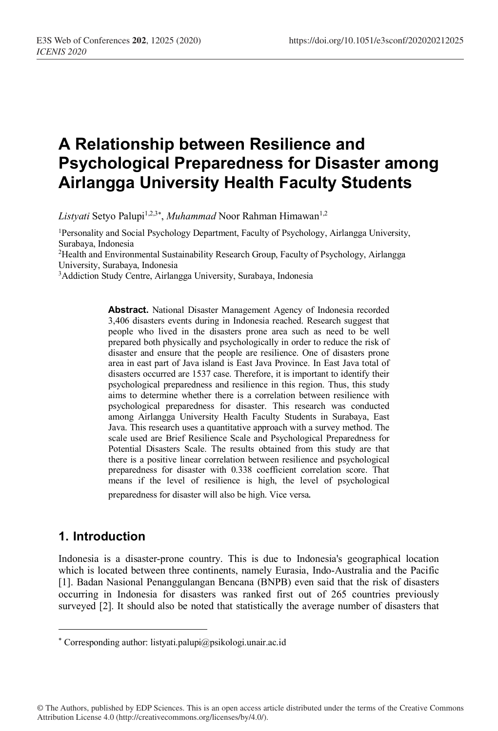# A Relationship between Resilience and Psychological Preparedness for Disaster among Airlangga University Health Faculty Students

*Listyati* Setyo Palupi[1,2,3*], *Muhammad* Noor Rahman Himawan[1,2]

[1]Personality and Social Psychology Department, Faculty of Psychology, Airlangga University, Surabaya, Indonesia

[2]Health and Environmental Sustainability Research Group, Faculty of Psychology, Airlangga University, Surabaya, Indonesia

[3]Addiction Study Centre, Airlangga University, Surabaya, Indonesia

**Abstract.** National Disaster Management Agency of Indonesia recorded 3,406 disasters events during in Indonesia reached. Research suggest that people who lived in the disasters prone area such as need to be well prepared both physically and psychologically in order to reduce the risk of disaster and ensure that the people are resilience. One of disasters prone area in east part of Java island is East Java Province. In East Java total of disasters occurred are 1537 case. Therefore, it is important to identify their psychological preparedness and resilience in this region. Thus, this study aims to determine whether there is a correlation between resilience with psychological preparedness for disaster. This research was conducted among Airlangga University Health Faculty Students in Surabaya, East Java. This research uses a quantitative approach with a survey method. The scale used are Brief Resilience Scale and Psychological Preparedness for Potential Disasters Scale. The results obtained from this study are that there is a positive linear correlation between resilience and psychological preparedness for disaster with 0.338 coefficient correlation score. That means if the level of resilience is high, the level of psychological preparedness for disaster will also be high. Vice versa.

## 1. Introduction

Indonesia is a disaster-prone country. This is due to Indonesia's geographical location which is located between three continents, namely Eurasia, Indo-Australia and the Pacific [1]. Badan Nasional Penanggulangan Bencana (BNPB) even said that the risk of disasters occurring in Indonesia for disasters was ranked first out of 265 countries previously surveyed [2]. It should also be noted that statistically the average number of disasters that

* Corresponding author: listyati.palupi@psikologi.unair.ac.id

© The Authors, published by EDP Sciences. This is an open access article distributed under the terms of the Creative Commons Attribution License 4.0 (http://creativecommons.org/licenses/by/4.0/).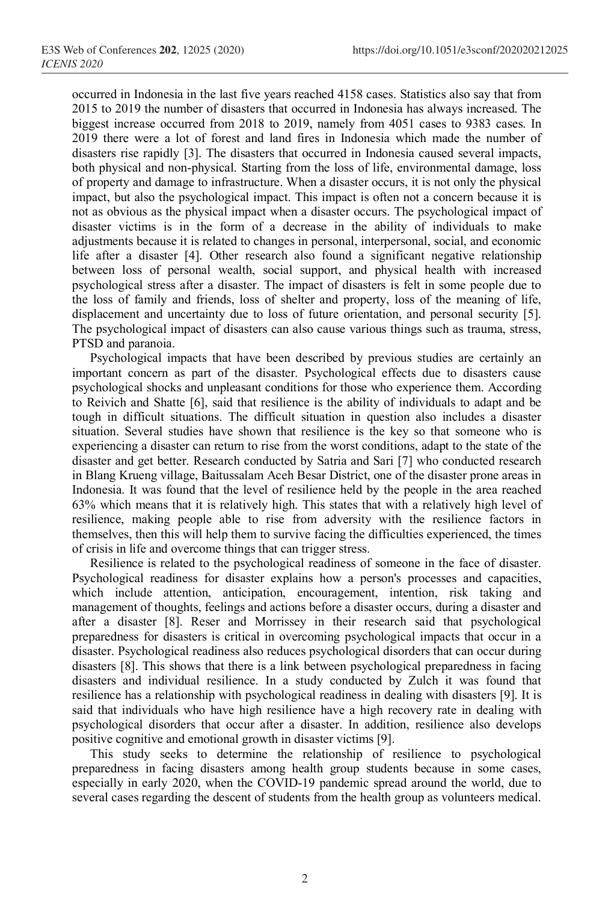occurred in Indonesia in the last five years reached 4158 cases. Statistics also say that from 2015 to 2019 the number of disasters that occurred in Indonesia has always increased. The biggest increase occurred from 2018 to 2019, namely from 4051 cases to 9383 cases. In 2019 there were a lot of forest and land fires in Indonesia which made the number of disasters rise rapidly [3]. The disasters that occurred in Indonesia caused several impacts, both physical and non-physical. Starting from the loss of life, environmental damage, loss of property and damage to infrastructure. When a disaster occurs, it is not only the physical impact, but also the psychological impact. This impact is often not a concern because it is not as obvious as the physical impact when a disaster occurs. The psychological impact of disaster victims is in the form of a decrease in the ability of individuals to make adjustments because it is related to changes in personal, interpersonal, social, and economic life after a disaster [4]. Other research also found a significant negative relationship between loss of personal wealth, social support, and physical health with increased psychological stress after a disaster. The impact of disasters is felt in some people due to the loss of family and friends, loss of shelter and property, loss of the meaning of life, displacement and uncertainty due to loss of future orientation, and personal security [5]. The psychological impact of disasters can also cause various things such as trauma, stress, PTSD and paranoia.

Psychological impacts that have been described by previous studies are certainly an important concern as part of the disaster. Psychological effects due to disasters cause psychological shocks and unpleasant conditions for those who experience them. According to Reivich and Shatte [6], said that resilience is the ability of individuals to adapt and be tough in difficult situations. The difficult situation in question also includes a disaster situation. Several studies have shown that resilience is the key so that someone who is experiencing a disaster can return to rise from the worst conditions, adapt to the state of the disaster and get better. Research conducted by Satria and Sari [7] who conducted research in Blang Krueng village, Baitussalam Aceh Besar District, one of the disaster prone areas in Indonesia. It was found that the level of resilience held by the people in the area reached 63% which means that it is relatively high. This states that with a relatively high level of resilience, making people able to rise from adversity with the resilience factors in themselves, then this will help them to survive facing the difficulties experienced, the times of crisis in life and overcome things that can trigger stress.

Resilience is related to the psychological readiness of someone in the face of disaster. Psychological readiness for disaster explains how a person's processes and capacities, which include attention, anticipation, encouragement, intention, risk taking and management of thoughts, feelings and actions before a disaster occurs, during a disaster and after a disaster [8]. Reser and Morrissey in their research said that psychological preparedness for disasters is critical in overcoming psychological impacts that occur in a disaster. Psychological readiness also reduces psychological disorders that can occur during disasters [8]. This shows that there is a link between psychological preparedness in facing disasters and individual resilience. In a study conducted by Zulch it was found that resilience has a relationship with psychological readiness in dealing with disasters [9]. It is said that individuals who have high resilience have a high recovery rate in dealing with psychological disorders that occur after a disaster. In addition, resilience also develops positive cognitive and emotional growth in disaster victims [9].

This study seeks to determine the relationship of resilience to psychological preparedness in facing disasters among health group students because in some cases, especially in early 2020, when the COVID-19 pandemic spread around the world, due to several cases regarding the descent of students from the health group as volunteers medical.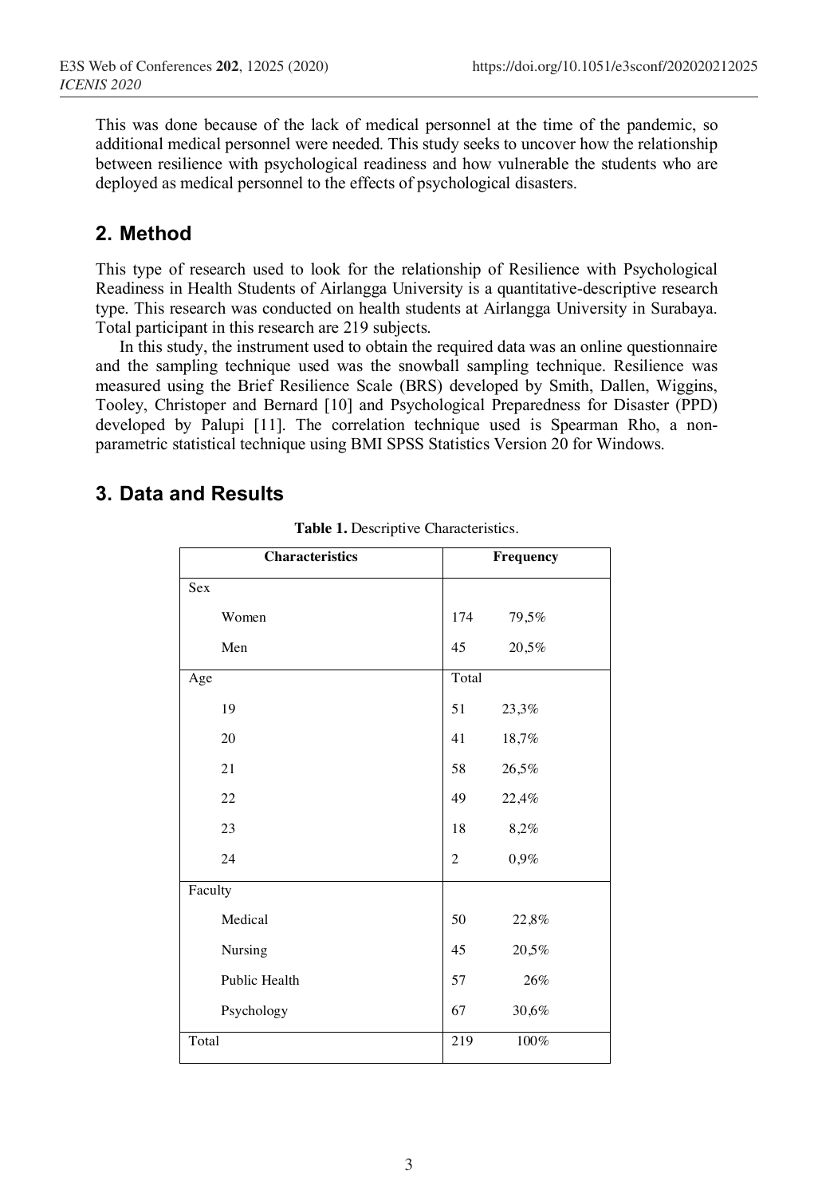This was done because of the lack of medical personnel at the time of the pandemic, so additional medical personnel were needed. This study seeks to uncover how the relationship between resilience with psychological readiness and how vulnerable the students who are deployed as medical personnel to the effects of psychological disasters.

## 2. Method

This type of research used to look for the relationship of Resilience with Psychological Readiness in Health Students of Airlangga University is a quantitative-descriptive research type. This research was conducted on health students at Airlangga University in Surabaya. Total participant in this research are 219 subjects.

In this study, the instrument used to obtain the required data was an online questionnaire and the sampling technique used was the snowball sampling technique. Resilience was measured using the Brief Resilience Scale (BRS) developed by Smith, Dallen, Wiggins, Tooley, Christoper and Bernard [10] and Psychological Preparedness for Disaster (PPD) developed by Palupi [11]. The correlation technique used is Spearman Rho, a non-parametric statistical technique using BMI SPSS Statistics Version 20 for Windows.

## 3. Data and Results

**Table 1.** Descriptive Characteristics.

| Characteristics | Frequency | |
|---|---|---|
| Sex | | |
| Women | 174 | 79,5% |
| Men | 45 | 20,5% |
| Age | Total | |
| 19 | 51 | 23,3% |
| 20 | 41 | 18,7% |
| 21 | 58 | 26,5% |
| 22 | 49 | 22,4% |
| 23 | 18 | 8,2% |
| 24 | 2 | 0,9% |
| Faculty | | |
| Medical | 50 | 22,8% |
| Nursing | 45 | 20,5% |
| Public Health | 57 | 26% |
| Psychology | 67 | 30,6% |
| Total | 219 | 100% |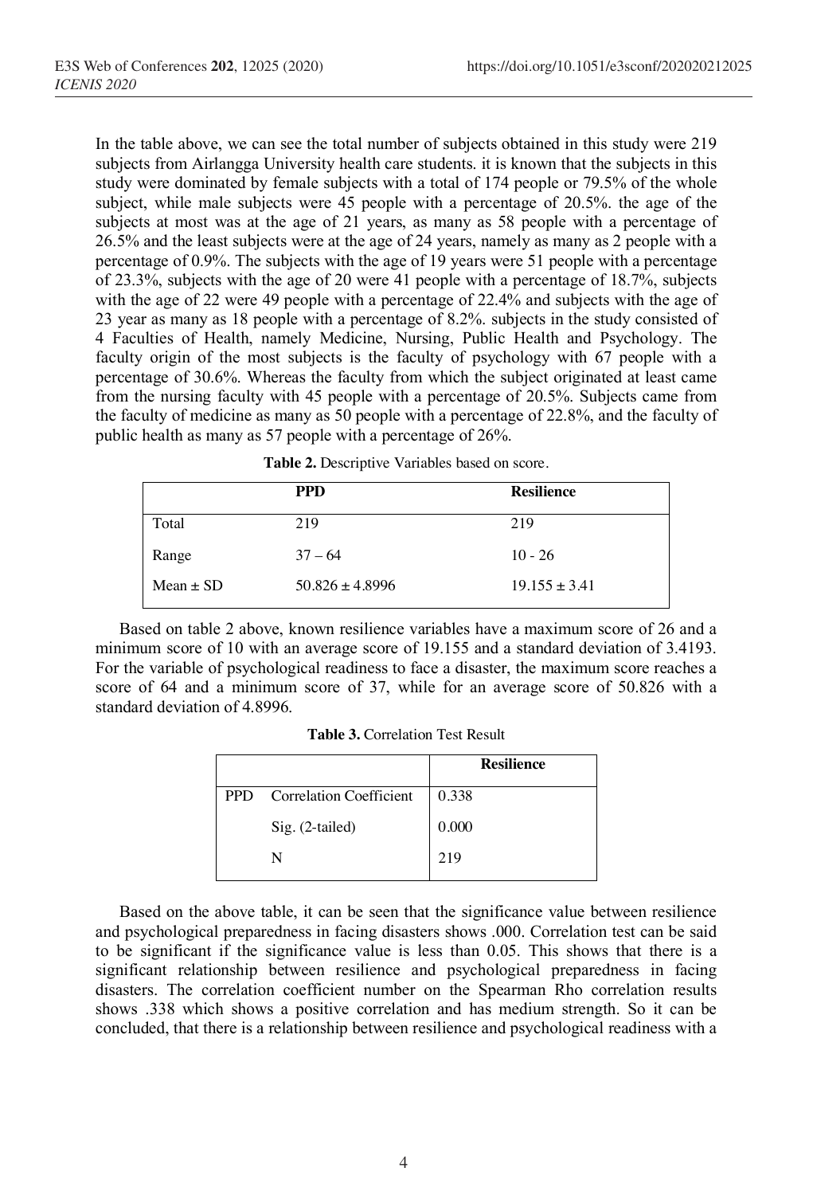In the table above, we can see the total number of subjects obtained in this study were 219 subjects from Airlangga University health care students. it is known that the subjects in this study were dominated by female subjects with a total of 174 people or 79.5% of the whole subject, while male subjects were 45 people with a percentage of 20.5%. the age of the subjects at most was at the age of 21 years, as many as 58 people with a percentage of 26.5% and the least subjects were at the age of 24 years, namely as many as 2 people with a percentage of 0.9%. The subjects with the age of 19 years were 51 people with a percentage of 23.3%, subjects with the age of 20 were 41 people with a percentage of 18.7%, subjects with the age of 22 were 49 people with a percentage of 22.4% and subjects with the age of 23 year as many as 18 people with a percentage of 8.2%. subjects in the study consisted of 4 Faculties of Health, namely Medicine, Nursing, Public Health and Psychology. The faculty origin of the most subjects is the faculty of psychology with 67 people with a percentage of 30.6%. Whereas the faculty from which the subject originated at least came from the nursing faculty with 45 people with a percentage of 20.5%. Subjects came from the faculty of medicine as many as 50 people with a percentage of 22.8%, and the faculty of public health as many as 57 people with a percentage of 26%.

**Table 2.** Descriptive Variables based on score.

| | PPD | Resilience |
|---|---|---|
| Total | 219 | 219 |
| Range | 37 – 64 | 10 - 26 |
| Mean ± SD | 50.826 ± 4.8996 | 19.155 ± 3.41 |

Based on table 2 above, known resilience variables have a maximum score of 26 and a minimum score of 10 with an average score of 19.155 and a standard deviation of 3.4193. For the variable of psychological readiness to face a disaster, the maximum score reaches a score of 64 and a minimum score of 37, while for an average score of 50.826 with a standard deviation of 4.8996.

**Table 3.** Correlation Test Result

| | | Resilience |
|---|---|---|
| PPD | Correlation Coefficient | 0.338 |
| | Sig. (2-tailed) | 0.000 |
| | N | 219 |

Based on the above table, it can be seen that the significance value between resilience and psychological preparedness in facing disasters shows .000. Correlation test can be said to be significant if the significance value is less than 0.05. This shows that there is a significant relationship between resilience and psychological preparedness in facing disasters. The correlation coefficient number on the Spearman Rho correlation results shows .338 which shows a positive correlation and has medium strength. So it can be concluded, that there is a relationship between resilience and psychological readiness with a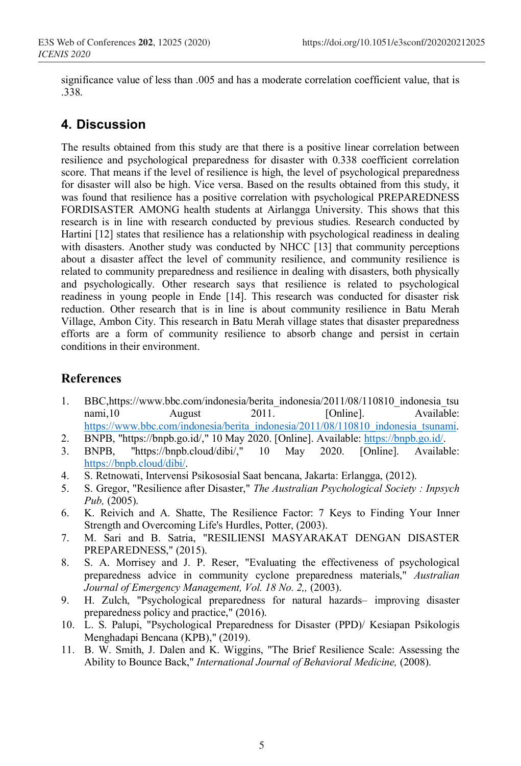significance value of less than .005 and has a moderate correlation coefficient value, that is .338.

## 4. Discussion

The results obtained from this study are that there is a positive linear correlation between resilience and psychological preparedness for disaster with 0.338 coefficient correlation score. That means if the level of resilience is high, the level of psychological preparedness for disaster will also be high. Vice versa. Based on the results obtained from this study, it was found that resilience has a positive correlation with psychological PREPAREDNESS FORDISASTER AMONG health students at Airlangga University. This shows that this research is in line with research conducted by previous studies. Research conducted by Hartini [12] states that resilience has a relationship with psychological readiness in dealing with disasters. Another study was conducted by NHCC [13] that community perceptions about a disaster affect the level of community resilience, and community resilience is related to community preparedness and resilience in dealing with disasters, both physically and psychologically. Other research says that resilience is related to psychological readiness in young people in Ende [14]. This research was conducted for disaster risk reduction. Other research that is in line is about community resilience in Batu Merah Village, Ambon City. This research in Batu Merah village states that disaster preparedness efforts are a form of community resilience to absorb change and persist in certain conditions in their environment.

## References

1. BBC,https://www.bbc.com/indonesia/berita_indonesia/2011/08/110810_indonesia_tsunami,10 August 2011. [Online]. Available: https://www.bbc.com/indonesia/berita_indonesia/2011/08/110810_indonesia_tsunami.
2. BNPB, "https://bnpb.go.id/," 10 May 2020. [Online]. Available: https://bnpb.go.id/.
3. BNPB, "https://bnpb.cloud/dibi/," 10 May 2020. [Online]. Available: https://bnpb.cloud/dibi/.
4. S. Retnowati, Intervensi Psikososial Saat bencana, Jakarta: Erlangga, (2012).
5. S. Gregor, "Resilience after Disaster," *The Australian Psychological Society : Inpsych Pub,* (2005).
6. K. Reivich and A. Shatte, The Resilience Factor: 7 Keys to Finding Your Inner Strength and Overcoming Life's Hurdles, Potter, (2003).
7. M. Sari and B. Satria, "RESILIENSI MASYARAKAT DENGAN DISASTER PREPAREDNESS," (2015).
8. S. A. Morrisey and J. P. Reser, "Evaluating the effectiveness of psychological preparedness advice in community cyclone preparedness materials," *Australian Journal of Emergency Management, Vol. 18 No. 2,,* (2003).
9. H. Zulch, "Psychological preparedness for natural hazards– improving disaster preparedness policy and practice," (2016).
10. L. S. Palupi, "Psychological Preparedness for Disaster (PPD)/ Kesiapan Psikologis Menghadapi Bencana (KPB)," (2019).
11. B. W. Smith, J. Dalen and K. Wiggins, "The Brief Resilience Scale: Assessing the Ability to Bounce Back," *International Journal of Behavioral Medicine,* (2008).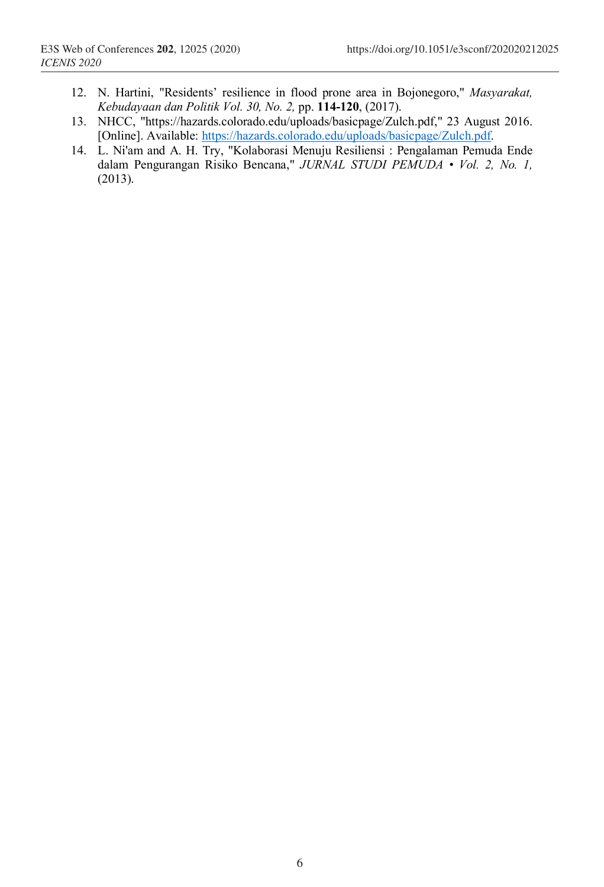12. N. Hartini, "Residents' resilience in flood prone area in Bojonegoro," *Masyarakat, Kebudayaan dan Politik Vol. 30, No. 2,* pp. **114-120**, (2017).
13. NHCC, "https://hazards.colorado.edu/uploads/basicpage/Zulch.pdf," 23 August 2016. [Online]. Available: https://hazards.colorado.edu/uploads/basicpage/Zulch.pdf.
14. L. Ni'am and A. H. Try, "Kolaborasi Menuju Resiliensi : Pengalaman Pemuda Ende dalam Pengurangan Risiko Bencana," *JURNAL STUDI PEMUDA • Vol. 2, No. 1,* (2013).